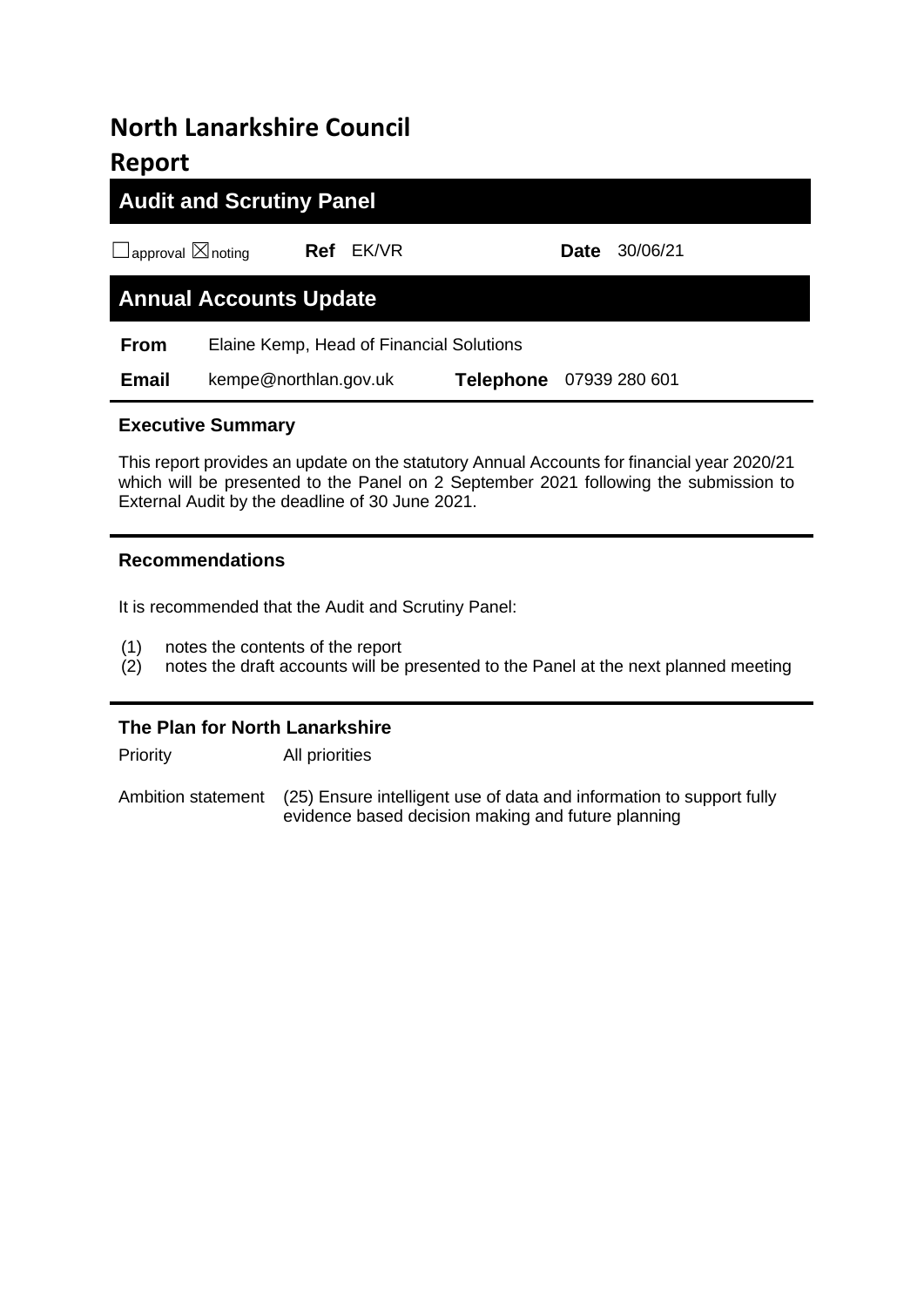# North Lanarkshire Council

# Report

## Audit and Scrutiny Panel

☐ approval ☒ noting **Ref** EK/VR **Date** 30/06/21

## Annual Accounts Update

| | | | |
|---|---|---|---|
| **From** | Elaine Kemp, Head of Financial Solutions | | |
| **Email** | kempe@northlan.gov.uk | **Telephone** | 07939 280 601 |

### Executive Summary

This report provides an update on the statutory Annual Accounts for financial year 2020/21 which will be presented to the Panel on 2 September 2021 following the submission to External Audit by the deadline of 30 June 2021.

### Recommendations

It is recommended that the Audit and Scrutiny Panel:

(1) notes the contents of the report
(2) notes the draft accounts will be presented to the Panel at the next planned meeting

### The Plan for North Lanarkshire

| | |
|---|---|
| Priority | All priorities |
| Ambition statement | (25) Ensure intelligent use of data and information to support fully evidence based decision making and future planning |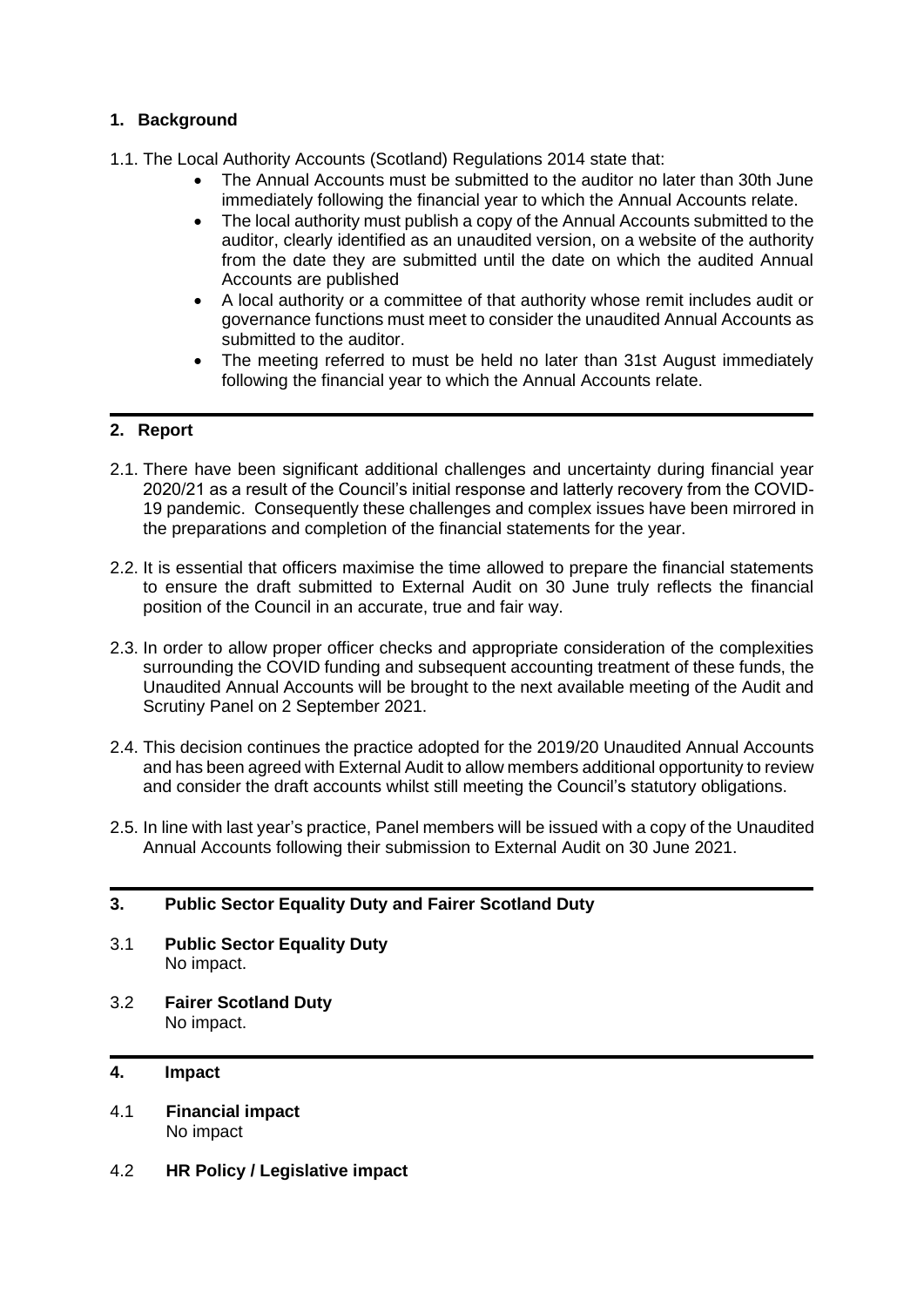## 1. Background

1.1. The Local Authority Accounts (Scotland) Regulations 2014 state that:

- The Annual Accounts must be submitted to the auditor no later than 30th June immediately following the financial year to which the Annual Accounts relate.
- The local authority must publish a copy of the Annual Accounts submitted to the auditor, clearly identified as an unaudited version, on a website of the authority from the date they are submitted until the date on which the audited Annual Accounts are published
- A local authority or a committee of that authority whose remit includes audit or governance functions must meet to consider the unaudited Annual Accounts as submitted to the auditor.
- The meeting referred to must be held no later than 31st August immediately following the financial year to which the Annual Accounts relate.

## 2. Report

2.1. There have been significant additional challenges and uncertainty during financial year 2020/21 as a result of the Council's initial response and latterly recovery from the COVID-19 pandemic. Consequently these challenges and complex issues have been mirrored in the preparations and completion of the financial statements for the year.

2.2. It is essential that officers maximise the time allowed to prepare the financial statements to ensure the draft submitted to External Audit on 30 June truly reflects the financial position of the Council in an accurate, true and fair way.

2.3. In order to allow proper officer checks and appropriate consideration of the complexities surrounding the COVID funding and subsequent accounting treatment of these funds, the Unaudited Annual Accounts will be brought to the next available meeting of the Audit and Scrutiny Panel on 2 September 2021.

2.4. This decision continues the practice adopted for the 2019/20 Unaudited Annual Accounts and has been agreed with External Audit to allow members additional opportunity to review and consider the draft accounts whilst still meeting the Council's statutory obligations.

2.5. In line with last year's practice, Panel members will be issued with a copy of the Unaudited Annual Accounts following their submission to External Audit on 30 June 2021.

## 3. Public Sector Equality Duty and Fairer Scotland Duty

3.1 **Public Sector Equality Duty**
No impact.

3.2 **Fairer Scotland Duty**
No impact.

## 4. Impact

4.1 **Financial impact**
No impact

4.2 **HR Policy / Legislative impact**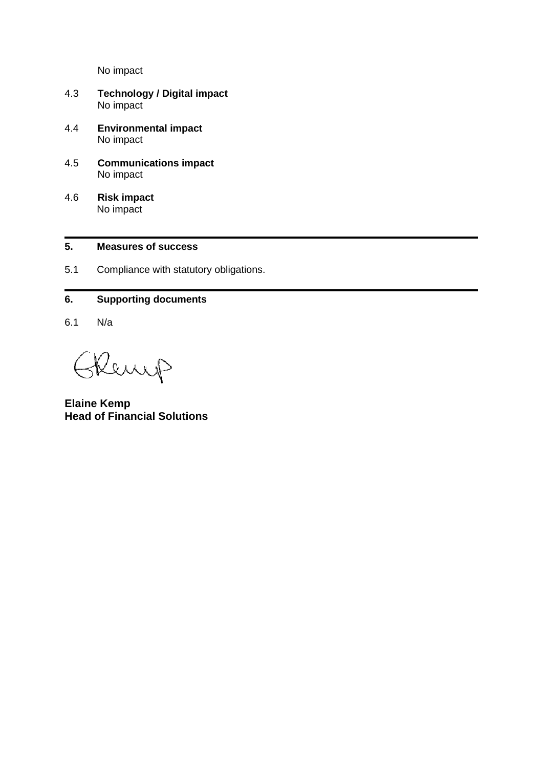No impact

4.3 **Technology / Digital impact**
No impact

4.4 **Environmental impact**
No impact

4.5 **Communications impact**
No impact

4.6 **Risk impact**
No impact

## 5. Measures of success

5.1 Compliance with statutory obligations.

## 6. Supporting documents

6.1 N/a

**Elaine Kemp**
**Head of Financial Solutions**